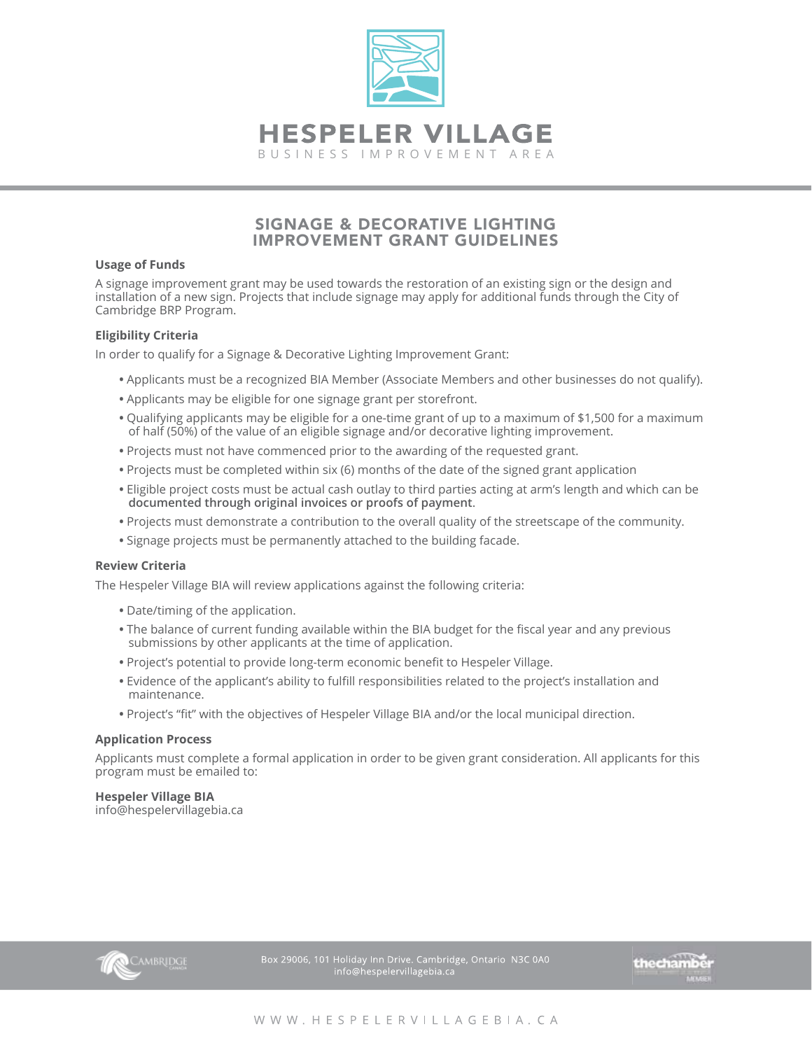# HESPELER VILLAGE

BUSINESS IMPROVEMENT AREA

## SIGNAGE & DECORATIVE LIGHTING IMPROVEMENT GRANT GUIDELINES

### Usage of Funds

A signage improvement grant may be used towards the restoration of an existing sign or the design and installation of a new sign. Projects that include signage may apply for additional funds through the City of Cambridge BRP Program.

### Eligibility Criteria

In order to qualify for a Signage & Decorative Lighting Improvement Grant:

- Applicants must be a recognized BIA Member (Associate Members and other businesses do not qualify).
- Applicants may be eligible for one signage grant per storefront.
- Qualifying applicants may be eligible for a one-time grant of up to a maximum of $1,500 for a maximum of half (50%) of the value of an eligible signage and/or decorative lighting improvement.
- Projects must not have commenced prior to the awarding of the requested grant.
- Projects must be completed within six (6) months of the date of the signed grant application
- Eligible project costs must be actual cash outlay to third parties acting at arm's length and which can be **documented through original invoices or proofs of payment**.
- Projects must demonstrate a contribution to the overall quality of the streetscape of the community.
- Signage projects must be permanently attached to the building facade.

### Review Criteria

The Hespeler Village BIA will review applications against the following criteria:

- Date/timing of the application.
- The balance of current funding available within the BIA budget for the fiscal year and any previous submissions by other applicants at the time of application.
- Project's potential to provide long-term economic benefit to Hespeler Village.
- Evidence of the applicant's ability to fulfill responsibilities related to the project's installation and maintenance.
- Project's "fit" with the objectives of Hespeler Village BIA and/or the local municipal direction.

### Application Process

Applicants must complete a formal application in order to be given grant consideration. All applicants for this program must be emailed to:

**Hespeler Village BIA**
info@hespelervillagebia.ca

Box 29006, 101 Holiday Inn Drive. Cambridge, Ontario N3C 0A0
info@hespelervillagebia.ca

WWW.HESPELERVILLAGEBIA.CA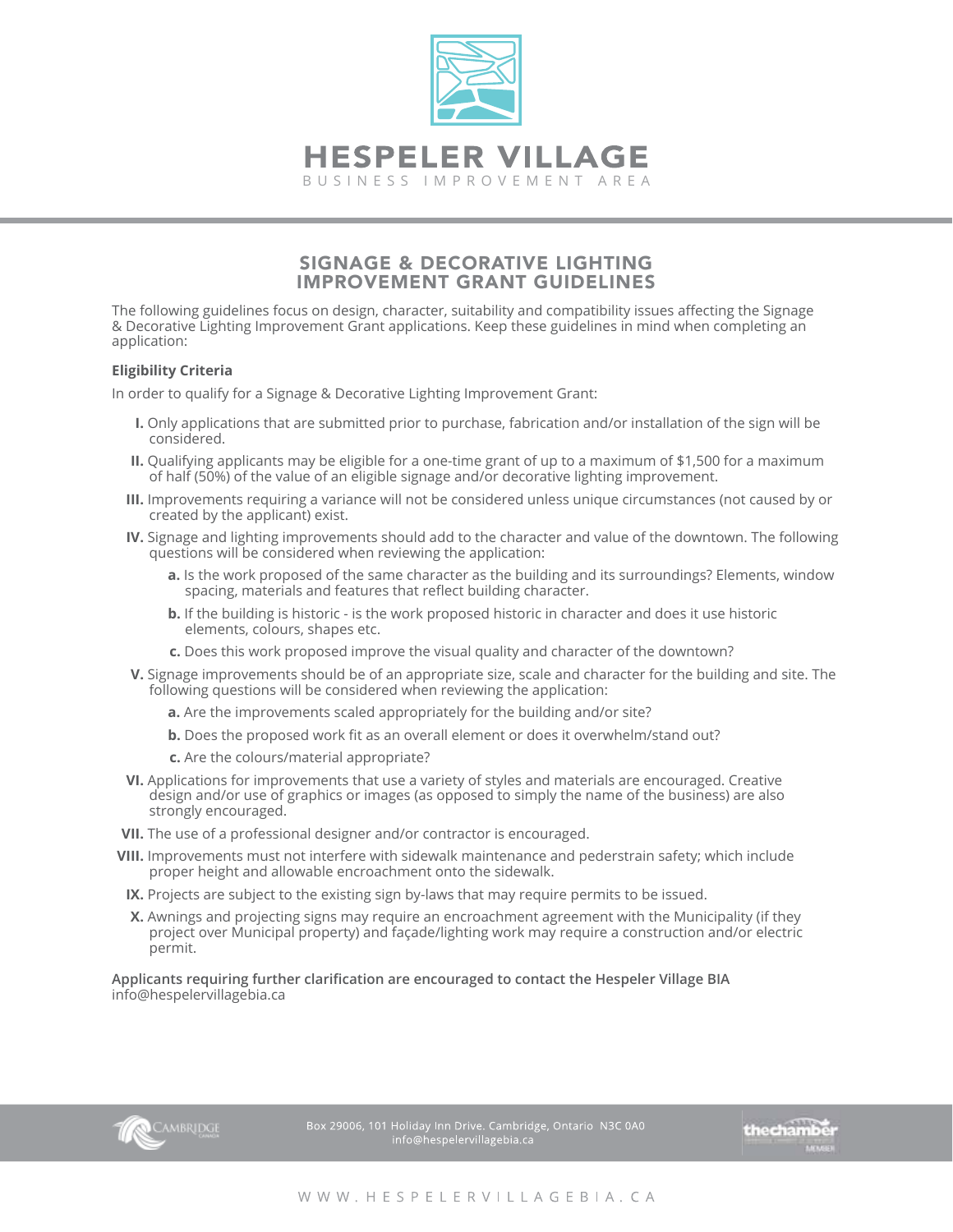# HESPELER VILLAGE

BUSINESS IMPROVEMENT AREA

## SIGNAGE & DECORATIVE LIGHTING IMPROVEMENT GRANT GUIDELINES

The following guidelines focus on design, character, suitability and compatibility issues affecting the Signage & Decorative Lighting Improvement Grant applications. Keep these guidelines in mind when completing an application:

**Eligibility Criteria**

In order to qualify for a Signage & Decorative Lighting Improvement Grant:

- **I.** Only applications that are submitted prior to purchase, fabrication and/or installation of the sign will be considered.
- **II.** Qualifying applicants may be eligible for a one-time grant of up to a maximum of $1,500 for a maximum of half (50%) of the value of an eligible signage and/or decorative lighting improvement.
- **III.** Improvements requiring a variance will not be considered unless unique circumstances (not caused by or created by the applicant) exist.
- **IV.** Signage and lighting improvements should add to the character and value of the downtown. The following questions will be considered when reviewing the application:
  - **a.** Is the work proposed of the same character as the building and its surroundings? Elements, window spacing, materials and features that reflect building character.
  - **b.** If the building is historic - is the work proposed historic in character and does it use historic elements, colours, shapes etc.
  - **c.** Does this work proposed improve the visual quality and character of the downtown?
- **V.** Signage improvements should be of an appropriate size, scale and character for the building and site. The following questions will be considered when reviewing the application:
  - **a.** Are the improvements scaled appropriately for the building and/or site?
  - **b.** Does the proposed work fit as an overall element or does it overwhelm/stand out?
  - **c.** Are the colours/material appropriate?
- **VI.** Applications for improvements that use a variety of styles and materials are encouraged. Creative design and/or use of graphics or images (as opposed to simply the name of the business) are also strongly encouraged.
- **VII.** The use of a professional designer and/or contractor is encouraged.
- **VIII.** Improvements must not interfere with sidewalk maintenance and pederstrain safety; which include proper height and allowable encroachment onto the sidewalk.
- **IX.** Projects are subject to the existing sign by-laws that may require permits to be issued.
- **X.** Awnings and projecting signs may require an encroachment agreement with the Municipality (if they project over Municipal property) and façade/lighting work may require a construction and/or electric permit.

**Applicants requiring further clarification are encouraged to contact the Hespeler Village BIA**
info@hespelervillagebia.ca

Box 29006, 101 Holiday Inn Drive. Cambridge, Ontario N3C 0A0
info@hespelervillagebia.ca

WWW.HESPELERVILLAGEBIA.CA